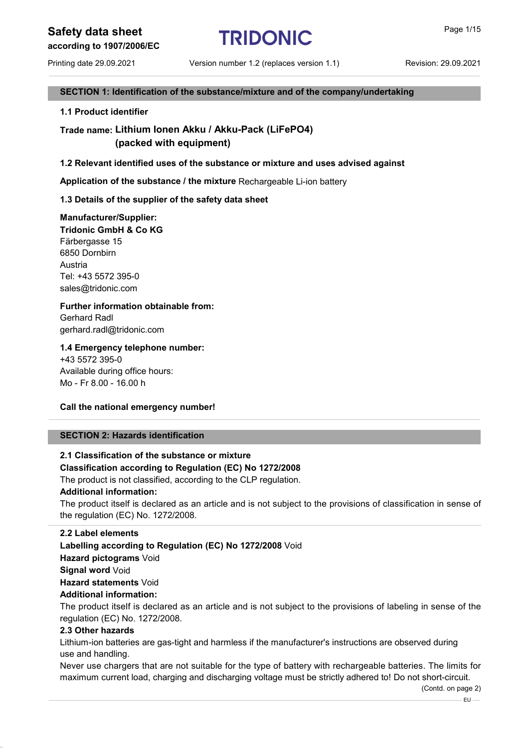# Safety data sheet

**according to 1907/2006/EC**

Printing date 29.09.2021 Version number 1.2 (replaces version 1.1) Revision: 29.09.2021

## SECTION 1: Identification of the substance/mixture and of the company/undertaking

### 1.1 Product identifier

**Trade name: Lithium Ionen Akku / Akku-Pack ($LiFePO_4$) (packed with equipment)**

### 1.2 Relevant identified uses of the substance or mixture and uses advised against

**Application of the substance / the mixture** Rechargeable Li-ion battery

### 1.3 Details of the supplier of the safety data sheet

**Manufacturer/Supplier:**
**Tridonic GmbH & Co KG**
Färbergasse 15
6850 Dornbirn
Austria
Tel: +43 5572 395-0
sales@tridonic.com

**Further information obtainable from:**
Gerhard Radl
gerhard.radl@tridonic.com

### 1.4 Emergency telephone number:

+43 5572 395-0
Available during office hours:
Mo - Fr 8.00 - 16.00 h

**Call the national emergency number!**

## SECTION 2: Hazards identification

### 2.1 Classification of the substance or mixture

**Classification according to Regulation (EC) No 1272/2008**
The product is not classified, according to the CLP regulation.
**Additional information:**
The product itself is declared as an article and is not subject to the provisions of classification in sense of the regulation (EC) No. 1272/2008.

### 2.2 Label elements

**Labelling according to Regulation (EC) No 1272/2008** Void
**Hazard pictograms** Void
**Signal word** Void
**Hazard statements** Void
**Additional information:**
The product itself is declared as an article and is not subject to the provisions of labeling in sense of the regulation (EC) No. 1272/2008.

### 2.3 Other hazards

Lithium-ion batteries are gas-tight and harmless if the manufacturer's instructions are observed during use and handling.
Never use chargers that are not suitable for the type of battery with rechargeable batteries. The limits for maximum current load, charging and discharging voltage must be strictly adhered to! Do not short-circuit.

(Contd. on page 2)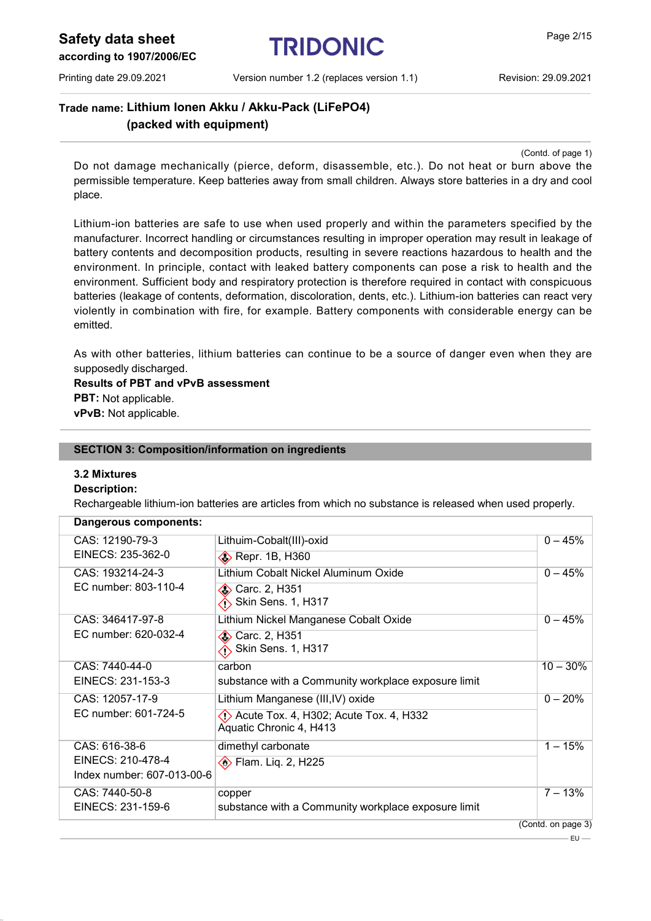(Contd. of page 1)

Do not damage mechanically (pierce, deform, disassemble, etc.). Do not heat or burn above the permissible temperature. Keep batteries away from small children. Always store batteries in a dry and cool place.

Lithium-ion batteries are safe to use when used properly and within the parameters specified by the manufacturer. Incorrect handling or circumstances resulting in improper operation may result in leakage of battery contents and decomposition products, resulting in severe reactions hazardous to health and the environment. In principle, contact with leaked battery components can pose a risk to health and the environment. Sufficient body and respiratory protection is therefore required in contact with conspicuous batteries (leakage of contents, deformation, discoloration, dents, etc.). Lithium-ion batteries can react very violently in combination with fire, for example. Battery components with considerable energy can be emitted.

As with other batteries, lithium batteries can continue to be a source of danger even when they are supposedly discharged.

**Results of PBT and vPvB assessment**

**PBT:** Not applicable.

**vPvB:** Not applicable.

## SECTION 3: Composition/information on ingredients

### 3.2 Mixtures

**Description:**

Rechargeable lithium-ion batteries are articles from which no substance is released when used properly.

**Dangerous components:**

| Identifiers | Substance / Classification | Concentration |
|---|---|---|
| CAS: 12190-79-3<br>EINECS: 235-362-0 | Lithuim-Cobalt(III)-oxid<br>Repr. 1B, H360 | 0 – 45% |
| CAS: 193214-24-3<br>EC number: 803-110-4 | Lithium Cobalt Nickel Aluminum Oxide<br>Carc. 2, H351<br>Skin Sens. 1, H317 | 0 – 45% |
| CAS: 346417-97-8<br>EC number: 620-032-4 | Lithium Nickel Manganese Cobalt Oxide<br>Carc. 2, H351<br>Skin Sens. 1, H317 | 0 – 45% |
| CAS: 7440-44-0<br>EINECS: 231-153-3 | carbon<br>substance with a Community workplace exposure limit | 10 – 30% |
| CAS: 12057-17-9<br>EC number: 601-724-5 | Lithium Manganese (III,IV) oxide<br>Acute Tox. 4, H302; Acute Tox. 4, H332<br>Aquatic Chronic 4, H413 | 0 – 20% |
| CAS: 616-38-6<br>EINECS: 210-478-4<br>Index number: 607-013-00-6 | dimethyl carbonate<br>Flam. Liq. 2, H225 | 1 – 15% |
| CAS: 7440-50-8<br>EINECS: 231-159-6 | copper<br>substance with a Community workplace exposure limit | 7 – 13% |

(Contd. on page 3)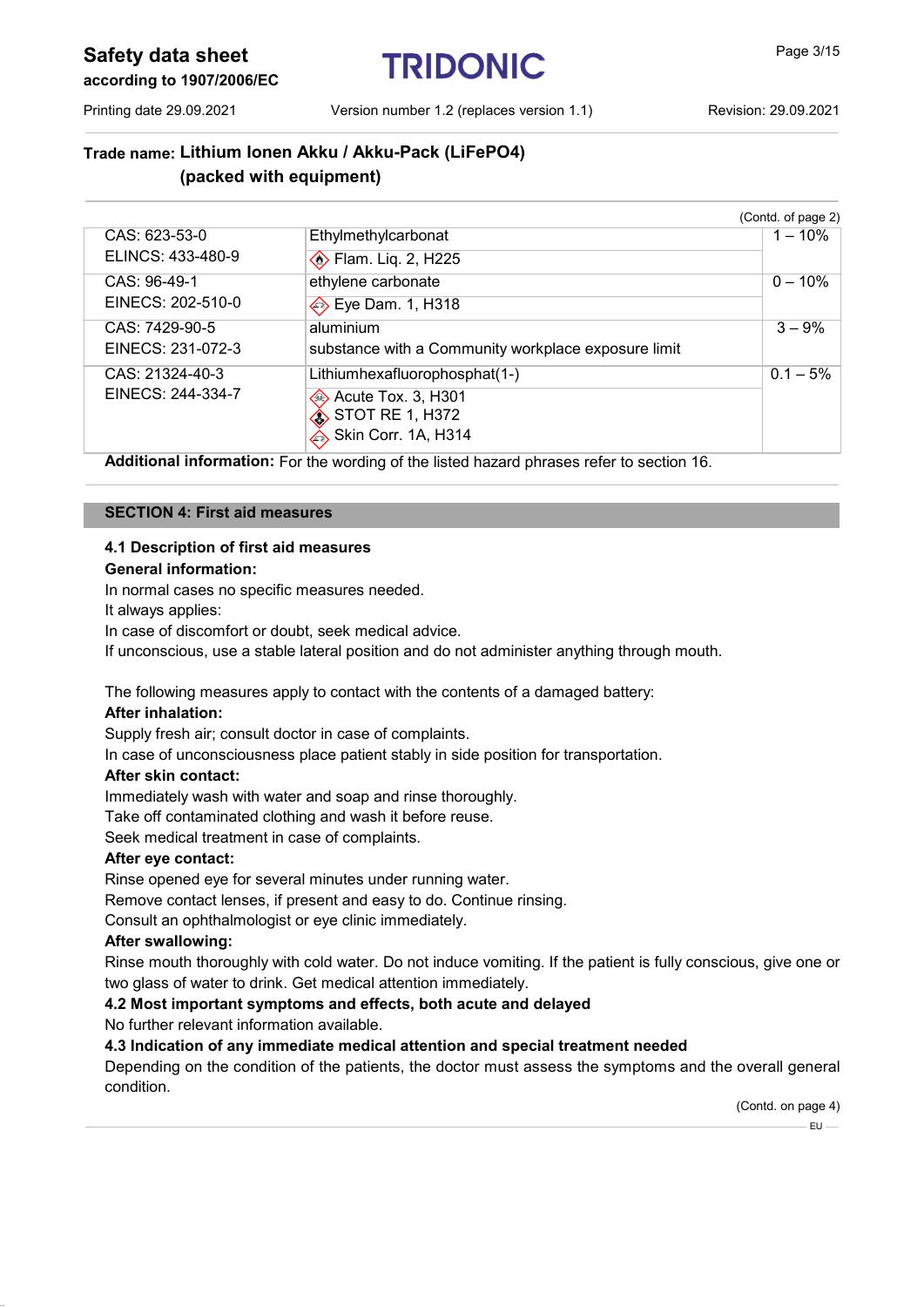## Trade name: Lithium Ionen Akku / Akku-Pack (LiFePO4) (packed with equipment)

(Contd. of page 2)

| | | |
|---|---|---|
| CAS: 623-53-0<br>ELINCS: 433-480-9 | Ethylmethylcarbonat<br>Flam. Liq. 2, H225 | 1 – 10% |
| CAS: 96-49-1<br>EINECS: 202-510-0 | ethylene carbonate<br>Eye Dam. 1, H318 | 0 – 10% |
| CAS: 7429-90-5<br>EINECS: 231-072-3 | aluminium<br>substance with a Community workplace exposure limit | 3 – 9% |
| CAS: 21324-40-3<br>EINECS: 244-334-7 | Lithiumhexafluorophosphat(1-)<br>Acute Tox. 3, H301<br>STOT RE 1, H372<br>Skin Corr. 1A, H314 | 0.1 – 5% |

**Additional information:** For the wording of the listed hazard phrases refer to section 16.

## SECTION 4: First aid measures

### 4.1 Description of first aid measures

**General information:**

In normal cases no specific measures needed.

It always applies:

In case of discomfort or doubt, seek medical advice.

If unconscious, use a stable lateral position and do not administer anything through mouth.

The following measures apply to contact with the contents of a damaged battery:

**After inhalation:**

Supply fresh air; consult doctor in case of complaints.

In case of unconsciousness place patient stably in side position for transportation.

**After skin contact:**

Immediately wash with water and soap and rinse thoroughly.

Take off contaminated clothing and wash it before reuse.

Seek medical treatment in case of complaints.

**After eye contact:**

Rinse opened eye for several minutes under running water.

Remove contact lenses, if present and easy to do. Continue rinsing.

Consult an ophthalmologist or eye clinic immediately.

**After swallowing:**

Rinse mouth thoroughly with cold water. Do not induce vomiting. If the patient is fully conscious, give one or two glass of water to drink. Get medical attention immediately.

### 4.2 Most important symptoms and effects, both acute and delayed

No further relevant information available.

### 4.3 Indication of any immediate medical attention and special treatment needed

Depending on the condition of the patients, the doctor must assess the symptoms and the overall general condition.

(Contd. on page 4)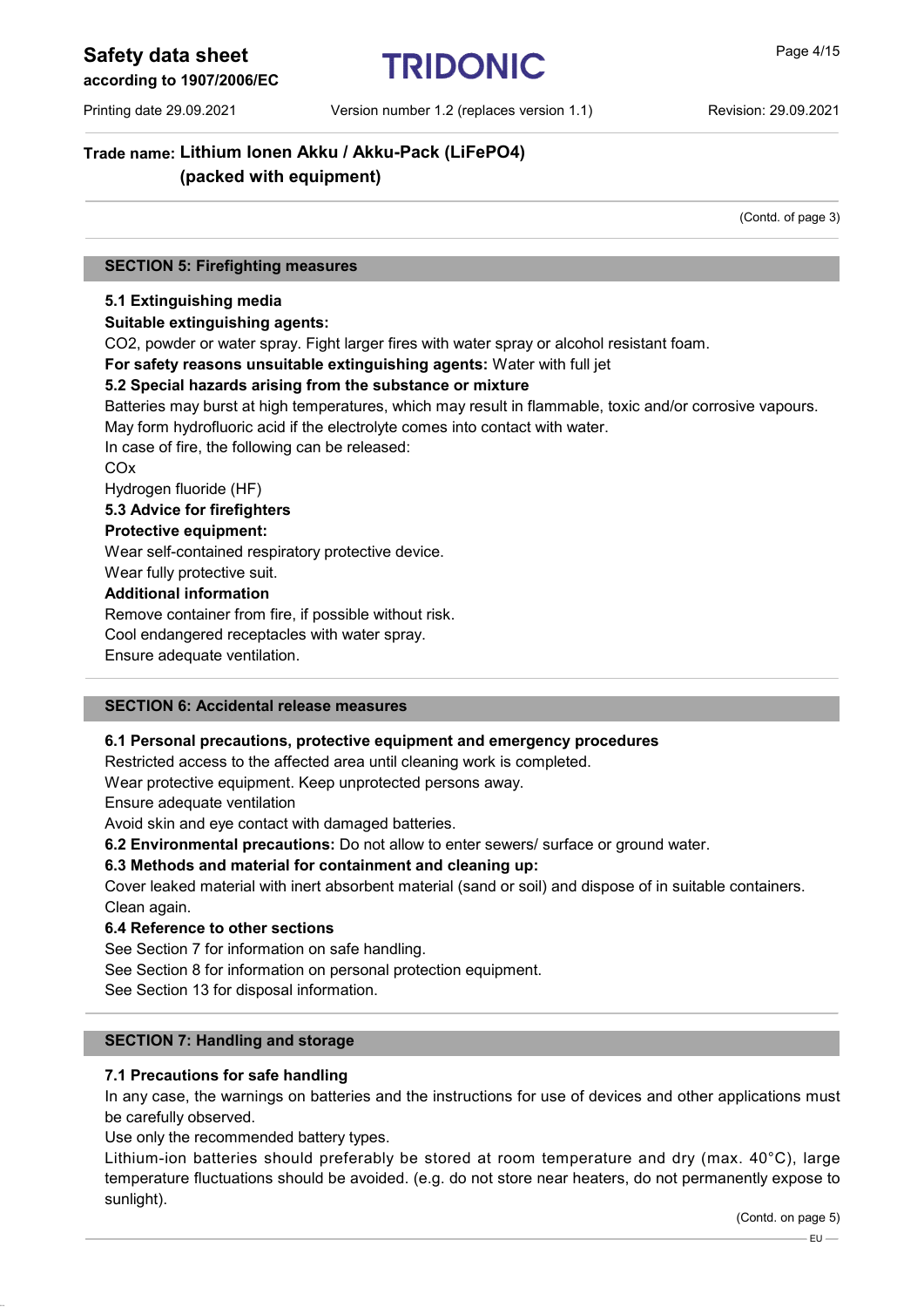**Trade name: Lithium Ionen Akku / Akku-Pack (LiFePO4) (packed with equipment)**

(Contd. of page 3)

## SECTION 5: Firefighting measures

**5.1 Extinguishing media**

**Suitable extinguishing agents:**

$CO_2$, powder or water spray. Fight larger fires with water spray or alcohol resistant foam.

**For safety reasons unsuitable extinguishing agents:** Water with full jet

**5.2 Special hazards arising from the substance or mixture**

Batteries may burst at high temperatures, which may result in flammable, toxic and/or corrosive vapours.
May form hydrofluoric acid if the electrolyte comes into contact with water.
In case of fire, the following can be released:
COx
Hydrogen fluoride (HF)

**5.3 Advice for firefighters**

**Protective equipment:**

Wear self-contained respiratory protective device.
Wear fully protective suit.

**Additional information**

Remove container from fire, if possible without risk.
Cool endangered receptacles with water spray.
Ensure adequate ventilation.

## SECTION 6: Accidental release measures

**6.1 Personal precautions, protective equipment and emergency procedures**

Restricted access to the affected area until cleaning work is completed.
Wear protective equipment. Keep unprotected persons away.
Ensure adequate ventilation
Avoid skin and eye contact with damaged batteries.

**6.2 Environmental precautions:** Do not allow to enter sewers/ surface or ground water.

**6.3 Methods and material for containment and cleaning up:**

Cover leaked material with inert absorbent material (sand or soil) and dispose of in suitable containers.
Clean again.

**6.4 Reference to other sections**

See Section 7 for information on safe handling.
See Section 8 for information on personal protection equipment.
See Section 13 for disposal information.

## SECTION 7: Handling and storage

**7.1 Precautions for safe handling**

In any case, the warnings on batteries and the instructions for use of devices and other applications must be carefully observed.
Use only the recommended battery types.
Lithium-ion batteries should preferably be stored at room temperature and dry (max. 40°C), large temperature fluctuations should be avoided. (e.g. do not store near heaters, do not permanently expose to sunlight).

(Contd. on page 5)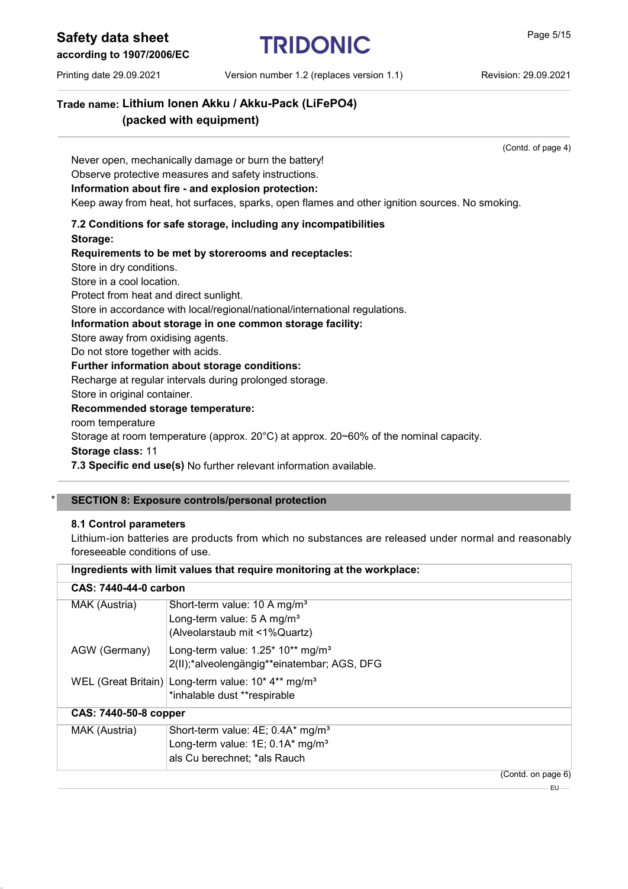**Trade name: Lithium Ionen Akku / Akku-Pack (LiFePO4) (packed with equipment)**

(Contd. of page 4)

Never open, mechanically damage or burn the battery!
Observe protective measures and safety instructions.

**Information about fire - and explosion protection:**
Keep away from heat, hot surfaces, sparks, open flames and other ignition sources. No smoking.

**7.2 Conditions for safe storage, including any incompatibilities**

**Storage:**

**Requirements to be met by storerooms and receptacles:**
Store in dry conditions.
Store in a cool location.
Protect from heat and direct sunlight.
Store in accordance with local/regional/national/international regulations.

**Information about storage in one common storage facility:**
Store away from oxidising agents.
Do not store together with acids.

**Further information about storage conditions:**
Recharge at regular intervals during prolonged storage.
Store in original container.

**Recommended storage temperature:**
room temperature
Storage at room temperature (approx. 20°C) at approx. 20~60% of the nominal capacity.

**Storage class:** 11

**7.3 Specific end use(s)** No further relevant information available.

## * SECTION 8: Exposure controls/personal protection

**8.1 Control parameters**

Lithium-ion batteries are products from which no substances are released under normal and reasonably foreseeable conditions of use.

| **Ingredients with limit values that require monitoring at the workplace:** | |
|---|---|
| **CAS: 7440-44-0 carbon** | |
| MAK (Austria) | Short-term value: 10 A mg/m³<br>Long-term value: 5 A mg/m³<br>(Alveolarstaub mit <1%Quartz) |
| AGW (Germany) | Long-term value: 1.25* 10** mg/m³<br>2(II);*alveolengängig**einatembar; AGS, DFG |
| WEL (Great Britain) | Long-term value: 10* 4** mg/m³<br>*inhalable dust **respirable |
| **CAS: 7440-50-8 copper** | |
| MAK (Austria) | Short-term value: 4E; 0.4A* mg/m³<br>Long-term value: 1E; 0.1A* mg/m³<br>als Cu berechnet; *als Rauch |

(Contd. on page 6)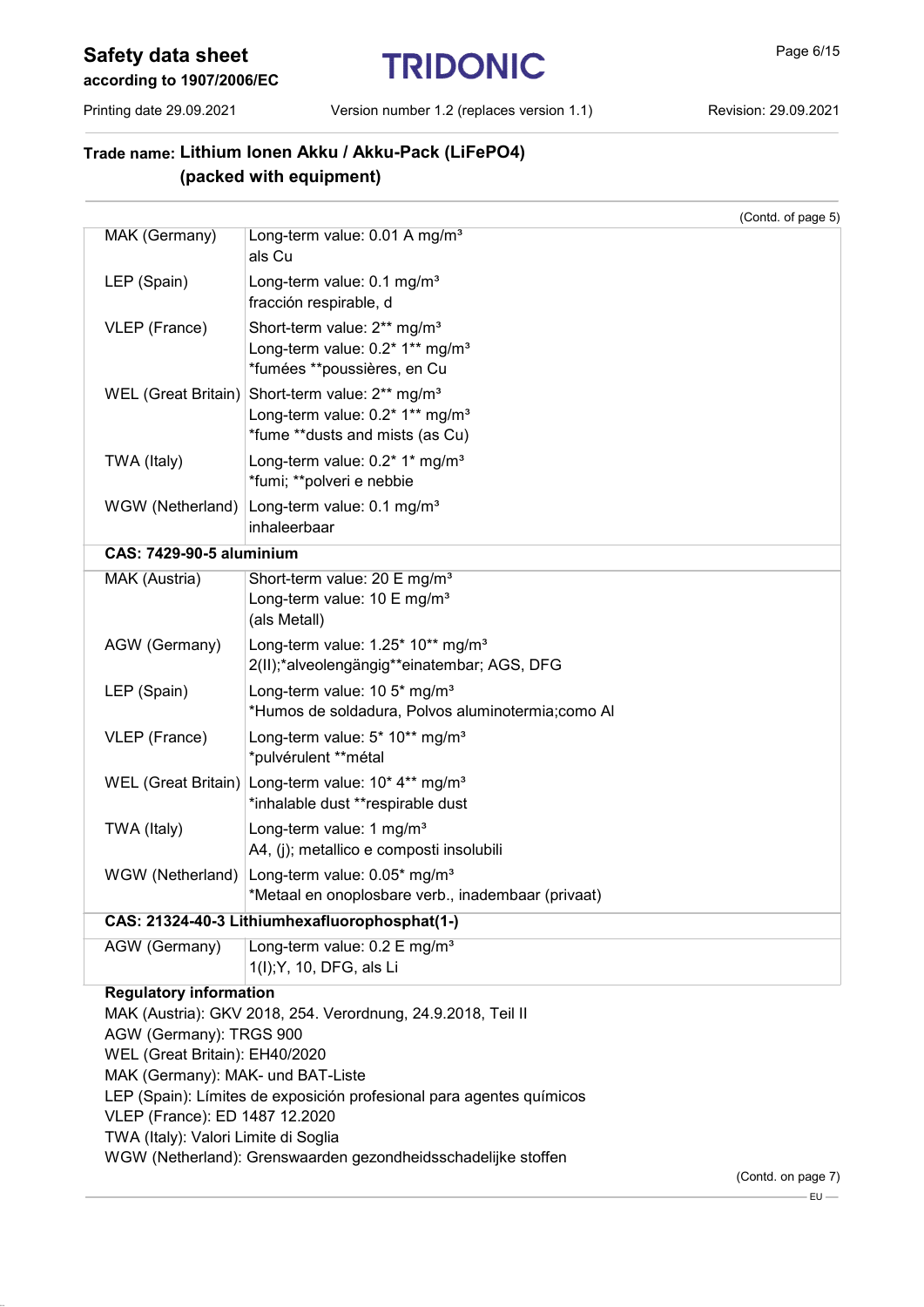## Trade name: Lithium Ionen Akku / Akku-Pack (LiFePO4) (packed with equipment)

(Contd. of page 5)

| | |
|---|---|
| MAK (Germany) | Long-term value: 0.01 A mg/m³<br>als Cu |
| LEP (Spain) | Long-term value: 0.1 mg/m³<br>fracción respirable, d |
| VLEP (France) | Short-term value: 2** mg/m³<br>Long-term value: 0.2* 1** mg/m³<br>*fumées **poussières, en Cu |
| WEL (Great Britain) | Short-term value: 2** mg/m³<br>Long-term value: 0.2* 1** mg/m³<br>*fume **dusts and mists (as Cu) |
| TWA (Italy) | Long-term value: 0.2* 1* mg/m³<br>*fumi; **polveri e nebbie |
| WGW (Netherland) | Long-term value: 0.1 mg/m³<br>inhaleerbaar |
| **CAS: 7429-90-5 aluminium** | |
| MAK (Austria) | Short-term value: 20 E mg/m³<br>Long-term value: 10 E mg/m³<br>(als Metall) |
| AGW (Germany) | Long-term value: 1.25* 10** mg/m³<br>2(II);*alveolengängig**einatembar; AGS, DFG |
| LEP (Spain) | Long-term value: 10 5* mg/m³<br>*Humos de soldadura, Polvos aluminotermia;como Al |
| VLEP (France) | Long-term value: 5* 10** mg/m³<br>*pulvérulent **métal |
| WEL (Great Britain) | Long-term value: 10* 4** mg/m³<br>*inhalable dust **respirable dust |
| TWA (Italy) | Long-term value: 1 mg/m³<br>A4, (j); metallico e composti insolubili |
| WGW (Netherland) | Long-term value: 0.05* mg/m³<br>*Metaal en onoplosbare verb., inadembaar (privaat) |
| **CAS: 21324-40-3 Lithiumhexafluorophosphat(1-)** | |
| AGW (Germany) | Long-term value: 0.2 E mg/m³<br>1(I);Y, 10, DFG, als Li |

**Regulatory information**

MAK (Austria): GKV 2018, 254. Verordnung, 24.9.2018, Teil II
AGW (Germany): TRGS 900
WEL (Great Britain): EH40/2020
MAK (Germany): MAK- und BAT-Liste
LEP (Spain): Límites de exposición profesional para agentes químicos
VLEP (France): ED 1487 12.2020
TWA (Italy): Valori Limite di Soglia
WGW (Netherland): Grenswaarden gezondheidsschadelijke stoffen

(Contd. on page 7)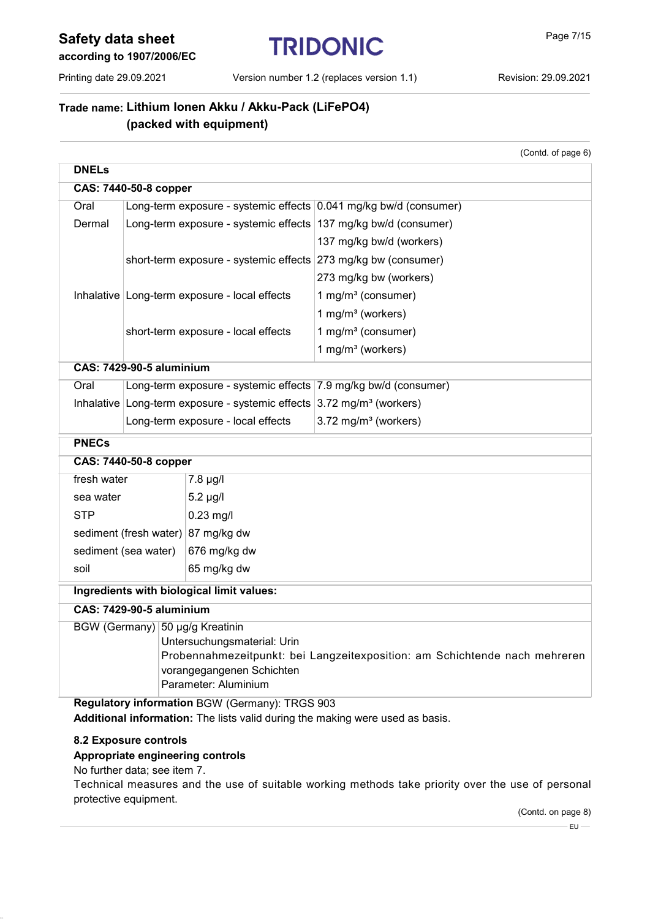## Trade name: Lithium Ionen Akku / Akku-Pack (LiFePO4) (packed with equipment)

(Contd. of page 6)

| **DNELs** | | |
|---|---|---|
| **CAS: 7440-50-8 copper** | | |
| Oral | Long-term exposure - systemic effects | 0.041 mg/kg bw/d (consumer) |
| Dermal | Long-term exposure - systemic effects | 137 mg/kg bw/d (consumer) |
| | | 137 mg/kg bw/d (workers) |
| | short-term exposure - systemic effects | 273 mg/kg bw (consumer) |
| | | 273 mg/kg bw (workers) |
| Inhalative | Long-term exposure - local effects | 1 mg/m³ (consumer) |
| | | 1 mg/m³ (workers) |
| | short-term exposure - local effects | 1 mg/m³ (consumer) |
| | | 1 mg/m³ (workers) |
| **CAS: 7429-90-5 aluminium** | | |
| Oral | Long-term exposure - systemic effects | 7.9 mg/kg bw/d (consumer) |
| Inhalative | Long-term exposure - systemic effects | 3.72 mg/m³ (workers) |
| | Long-term exposure - local effects | 3.72 mg/m³ (workers) |

| **PNECs** | |
|---|---|
| **CAS: 7440-50-8 copper** | |
| fresh water | 7.8 µg/l |
| sea water | 5.2 µg/l |
| STP | 0.23 mg/l |
| sediment (fresh water) | 87 mg/kg dw |
| sediment (sea water) | 676 mg/kg dw |
| soil | 65 mg/kg dw |

| **Ingredients with biological limit values:** | |
|---|---|
| **CAS: 7429-90-5 aluminium** | |
| BGW (Germany) | 50 µg/g Kreatinin<br>Untersuchungsmaterial: Urin<br>Probennahmezeitpunkt: bei Langzeitexposition: am Schichtende nach mehreren vorangegangenen Schichten<br>Parameter: Aluminium |

**Regulatory information** BGW (Germany): TRGS 903

**Additional information:** The lists valid during the making were used as basis.

### 8.2 Exposure controls

**Appropriate engineering controls**

No further data; see item 7.

Technical measures and the use of suitable working methods take priority over the use of personal protective equipment.

(Contd. on page 8)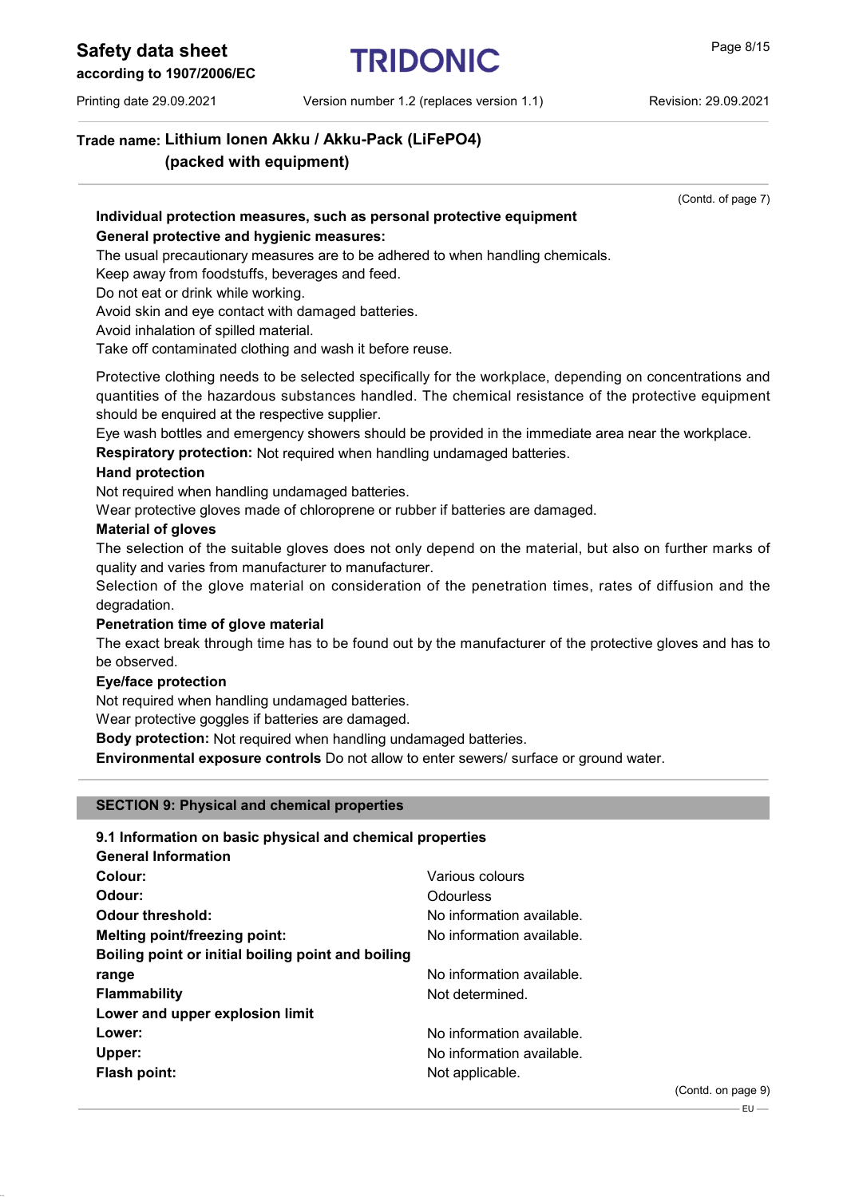(Contd. of page 7)

**Individual protection measures, such as personal protective equipment**

**General protective and hygienic measures:**

The usual precautionary measures are to be adhered to when handling chemicals.
Keep away from foodstuffs, beverages and feed.
Do not eat or drink while working.
Avoid skin and eye contact with damaged batteries.
Avoid inhalation of spilled material.
Take off contaminated clothing and wash it before reuse.

Protective clothing needs to be selected specifically for the workplace, depending on concentrations and quantities of the hazardous substances handled. The chemical resistance of the protective equipment should be enquired at the respective supplier.
Eye wash bottles and emergency showers should be provided in the immediate area near the workplace.

**Respiratory protection:** Not required when handling undamaged batteries.

**Hand protection**

Not required when handling undamaged batteries.
Wear protective gloves made of chloroprene or rubber if batteries are damaged.

**Material of gloves**

The selection of the suitable gloves does not only depend on the material, but also on further marks of quality and varies from manufacturer to manufacturer.
Selection of the glove material on consideration of the penetration times, rates of diffusion and the degradation.

**Penetration time of glove material**

The exact break through time has to be found out by the manufacturer of the protective gloves and has to be observed.

**Eye/face protection**

Not required when handling undamaged batteries.
Wear protective goggles if batteries are damaged.

**Body protection:** Not required when handling undamaged batteries.

**Environmental exposure controls** Do not allow to enter sewers/ surface or ground water.

## SECTION 9: Physical and chemical properties

**9.1 Information on basic physical and chemical properties**

**General Information**

| | |
|---|---|
| **Colour:** | Various colours |
| **Odour:** | Odourless |
| **Odour threshold:** | No information available. |
| **Melting point/freezing point:** | No information available. |
| **Boiling point or initial boiling point and boiling range** | No information available. |
| **Flammability** | Not determined. |
| **Lower and upper explosion limit** | |
| **Lower:** | No information available. |
| **Upper:** | No information available. |
| **Flash point:** | Not applicable. |

(Contd. on page 9)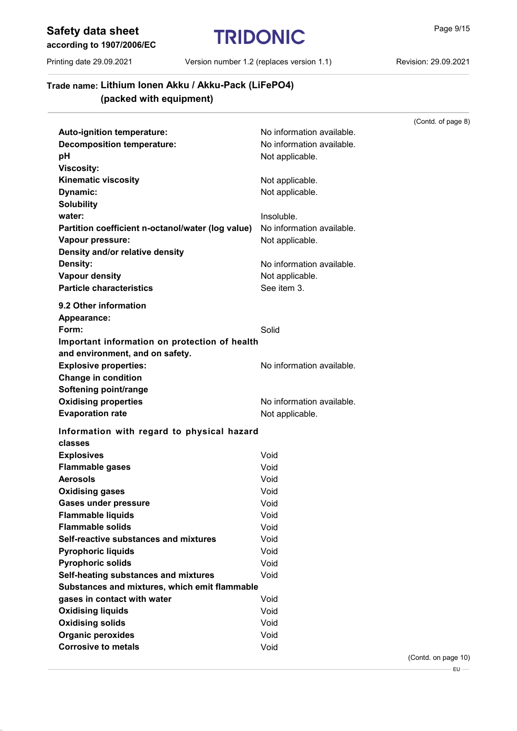**Trade name: Lithium Ionen Akku / Akku-Pack (LiFePO4) (packed with equipment)**

(Contd. of page 8)

| | |
|---|---|
| **Auto-ignition temperature:** | No information available. |
| **Decomposition temperature:** | No information available. |
| **pH** | Not applicable. |
| **Viscosity:** | |
| **Kinematic viscosity** | Not applicable. |
| **Dynamic:** | Not applicable. |
| **Solubility** | |
| **water:** | Insoluble. |
| **Partition coefficient n-octanol/water (log value)** | No information available. |
| **Vapour pressure:** | Not applicable. |
| **Density and/or relative density** | |
| **Density:** | No information available. |
| **Vapour density** | Not applicable. |
| **Particle characteristics** | See item 3. |

**9.2 Other information**

| | |
|---|---|
| **Appearance:** | |
| **Form:** | Solid |
| **Important information on protection of health and environment, and on safety.** | |
| **Explosive properties:** | No information available. |
| **Change in condition** | |
| **Softening point/range** | |
| **Oxidising properties** | No information available. |
| **Evaporation rate** | Not applicable. |

**Information with regard to physical hazard classes**

| | |
|---|---|
| **Explosives** | Void |
| **Flammable gases** | Void |
| **Aerosols** | Void |
| **Oxidising gases** | Void |
| **Gases under pressure** | Void |
| **Flammable liquids** | Void |
| **Flammable solids** | Void |
| **Self-reactive substances and mixtures** | Void |
| **Pyrophoric liquids** | Void |
| **Pyrophoric solids** | Void |
| **Self-heating substances and mixtures** | Void |
| **Substances and mixtures, which emit flammable gases in contact with water** | Void |
| **Oxidising liquids** | Void |
| **Oxidising solids** | Void |
| **Organic peroxides** | Void |
| **Corrosive to metals** | Void |

(Contd. on page 10)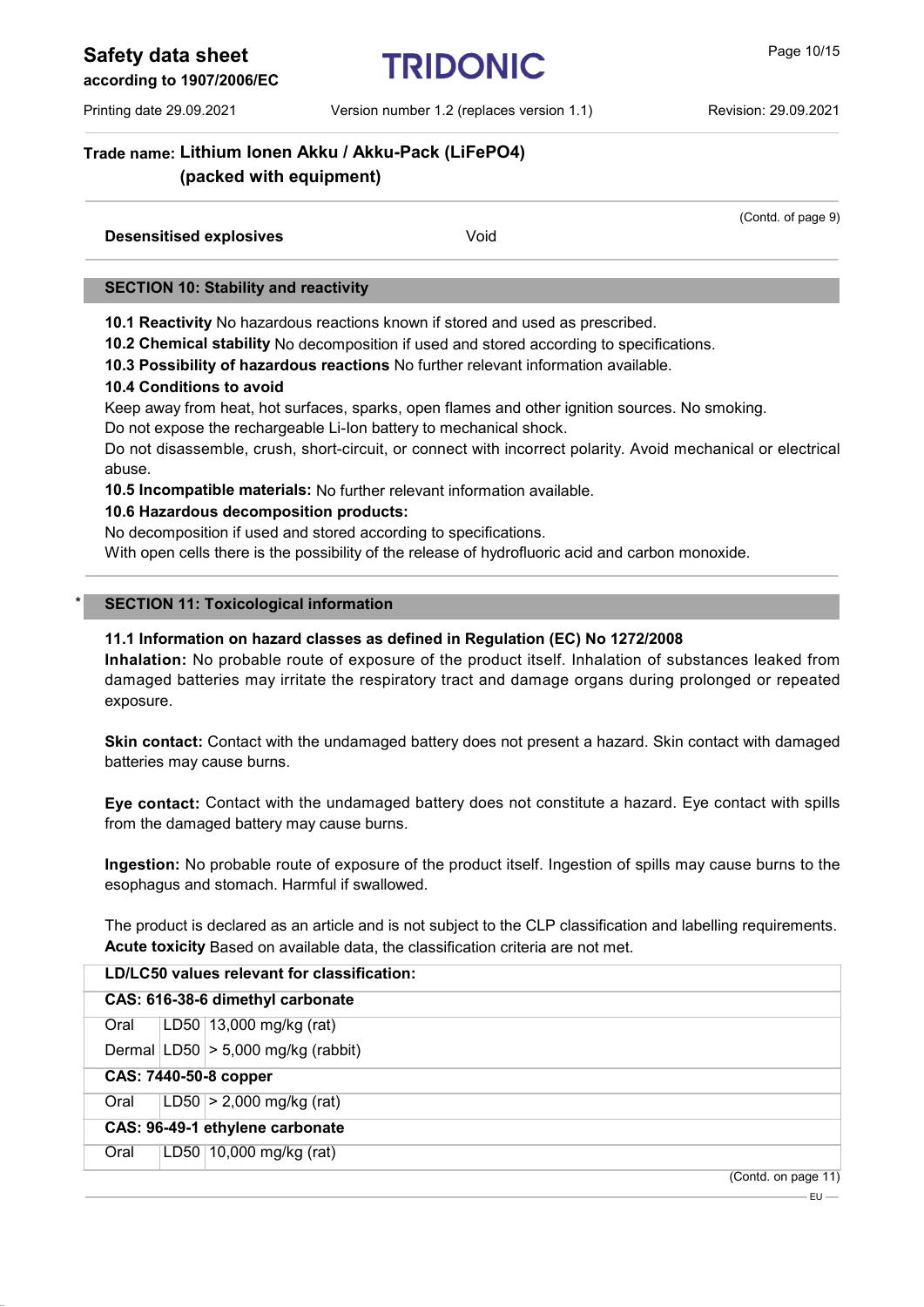**Trade name: Lithium Ionen Akku / Akku-Pack (LiFePO4) (packed with equipment)**

(Contd. of page 9)

| | |
|---|---|
| **Desensitised explosives** | Void |

## SECTION 10: Stability and reactivity

**10.1 Reactivity** No hazardous reactions known if stored and used as prescribed.

**10.2 Chemical stability** No decomposition if used and stored according to specifications.

**10.3 Possibility of hazardous reactions** No further relevant information available.

**10.4 Conditions to avoid**

Keep away from heat, hot surfaces, sparks, open flames and other ignition sources. No smoking.
Do not expose the rechargeable Li-Ion battery to mechanical shock.
Do not disassemble, crush, short-circuit, or connect with incorrect polarity. Avoid mechanical or electrical abuse.

**10.5 Incompatible materials:** No further relevant information available.

**10.6 Hazardous decomposition products:**

No decomposition if used and stored according to specifications.
With open cells there is the possibility of the release of hydrofluoric acid and carbon monoxide.

## * SECTION 11: Toxicological information

**11.1 Information on hazard classes as defined in Regulation (EC) No 1272/2008**

**Inhalation:** No probable route of exposure of the product itself. Inhalation of substances leaked from damaged batteries may irritate the respiratory tract and damage organs during prolonged or repeated exposure.

**Skin contact:** Contact with the undamaged battery does not present a hazard. Skin contact with damaged batteries may cause burns.

**Eye contact:** Contact with the undamaged battery does not constitute a hazard. Eye contact with spills from the damaged battery may cause burns.

**Ingestion:** No probable route of exposure of the product itself. Ingestion of spills may cause burns to the esophagus and stomach. Harmful if swallowed.

The product is declared as an article and is not subject to the CLP classification and labelling requirements.

**Acute toxicity** Based on available data, the classification criteria are not met.

| **LD/LC50 values relevant for classification:** | | |
|---|---|---|
| **CAS: 616-38-6 dimethyl carbonate** | | |
| Oral | LD50 | 13,000 mg/kg (rat) |
| Dermal | LD50 | > 5,000 mg/kg (rabbit) |
| **CAS: 7440-50-8 copper** | | |
| Oral | LD50 | > 2,000 mg/kg (rat) |
| **CAS: 96-49-1 ethylene carbonate** | | |
| Oral | LD50 | 10,000 mg/kg (rat) |

(Contd. on page 11)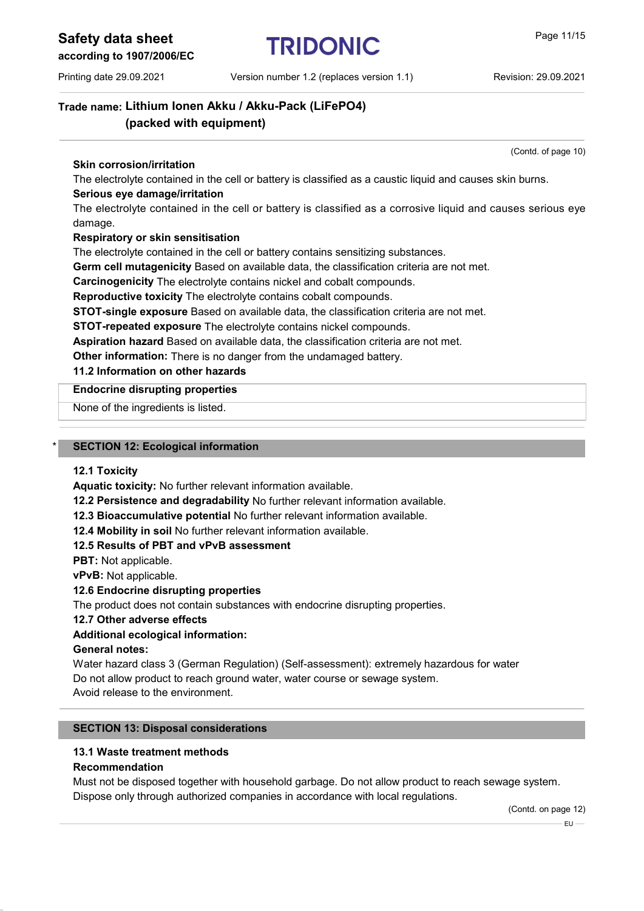**Trade name: Lithium Ionen Akku / Akku-Pack (LiFePO4) (packed with equipment)**

(Contd. of page 10)

**Skin corrosion/irritation**

The electrolyte contained in the cell or battery is classified as a caustic liquid and causes skin burns.

**Serious eye damage/irritation**

The electrolyte contained in the cell or battery is classified as a corrosive liquid and causes serious eye damage.

**Respiratory or skin sensitisation**

The electrolyte contained in the cell or battery contains sensitizing substances.

**Germ cell mutagenicity** Based on available data, the classification criteria are not met.

**Carcinogenicity** The electrolyte contains nickel and cobalt compounds.

**Reproductive toxicity** The electrolyte contains cobalt compounds.

**STOT-single exposure** Based on available data, the classification criteria are not met.

**STOT-repeated exposure** The electrolyte contains nickel compounds.

**Aspiration hazard** Based on available data, the classification criteria are not met.

**Other information:** There is no danger from the undamaged battery.

**11.2 Information on other hazards**

| Endocrine disrupting properties |
|---|
| None of the ingredients is listed. |

## * SECTION 12: Ecological information

**12.1 Toxicity**

**Aquatic toxicity:** No further relevant information available.

**12.2 Persistence and degradability** No further relevant information available.

**12.3 Bioaccumulative potential** No further relevant information available.

**12.4 Mobility in soil** No further relevant information available.

**12.5 Results of PBT and vPvB assessment**

**PBT:** Not applicable.

**vPvB:** Not applicable.

**12.6 Endocrine disrupting properties**

The product does not contain substances with endocrine disrupting properties.

**12.7 Other adverse effects**

**Additional ecological information:**

**General notes:**

Water hazard class 3 (German Regulation) (Self-assessment): extremely hazardous for water

Do not allow product to reach ground water, water course or sewage system.

Avoid release to the environment.

## SECTION 13: Disposal considerations

**13.1 Waste treatment methods**

**Recommendation**

Must not be disposed together with household garbage. Do not allow product to reach sewage system.

Dispose only through authorized companies in accordance with local regulations.

(Contd. on page 12)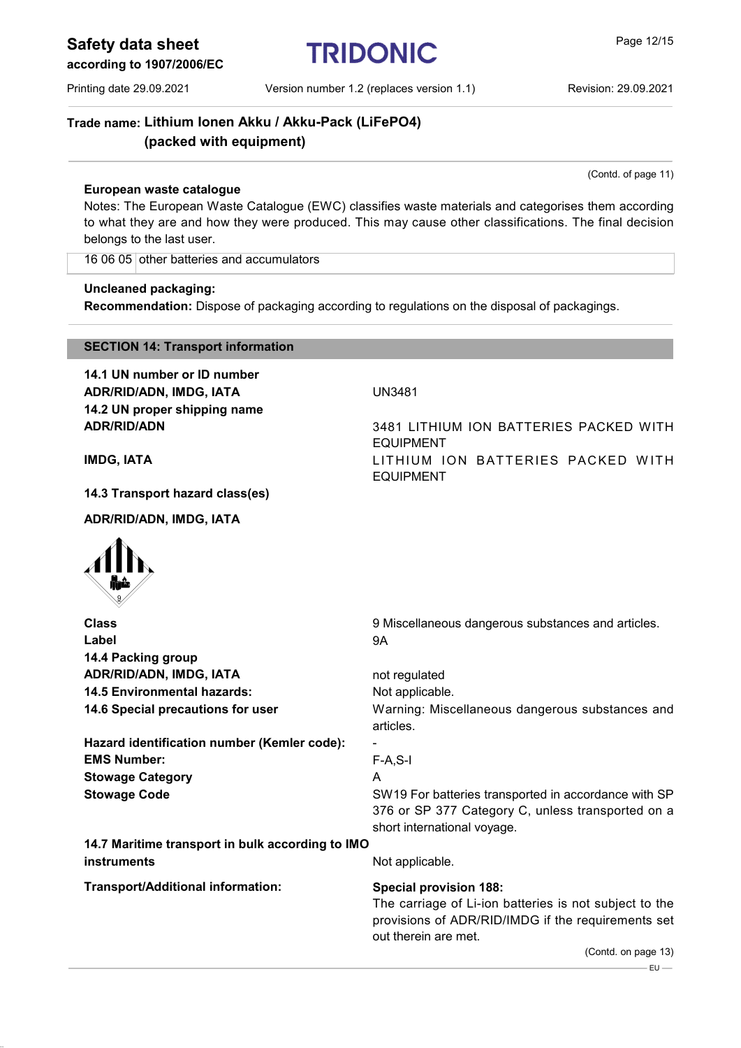**Trade name: Lithium Ionen Akku / Akku-Pack (LiFePO4) (packed with equipment)**

(Contd. of page 11)

**European waste catalogue**

Notes: The European Waste Catalogue (EWC) classifies waste materials and categorises them according to what they are and how they were produced. This may cause other classifications. The final decision belongs to the last user.

| | |
|---|---|
| 16 06 05 | other batteries and accumulators |

**Uncleaned packaging:**

**Recommendation:** Dispose of packaging according to regulations on the disposal of packagings.

## SECTION 14: Transport information

| | |
|---|---|
| **14.1 UN number or ID number** | |
| **ADR/RID/ADN, IMDG, IATA** | UN3481 |
| **14.2 UN proper shipping name** | |
| **ADR/RID/ADN** | 3481 LITHIUM ION BATTERIES PACKED WITH EQUIPMENT |
| **IMDG, IATA** | LITHIUM ION BATTERIES PACKED WITH EQUIPMENT |
| **14.3 Transport hazard class(es)** | |
| **ADR/RID/ADN, IMDG, IATA** | |
| **Class** | 9 Miscellaneous dangerous substances and articles. |
| **Label** | 9A |
| **14.4 Packing group** | |
| **ADR/RID/ADN, IMDG, IATA** | not regulated |
| **14.5 Environmental hazards:** | Not applicable. |
| **14.6 Special precautions for user** | Warning: Miscellaneous dangerous substances and articles. |
| **Hazard identification number (Kemler code):** | - |
| **EMS Number:** | F-A,S-I |
| **Stowage Category** | A |
| **Stowage Code** | SW19 For batteries transported in accordance with SP 376 or SP 377 Category C, unless transported on a short international voyage. |
| **14.7 Maritime transport in bulk according to IMO instruments** | Not applicable. |
| **Transport/Additional information:** | **Special provision 188:** The carriage of Li-ion batteries is not subject to the provisions of ADR/RID/IMDG if the requirements set out therein are met. |

(Contd. on page 13)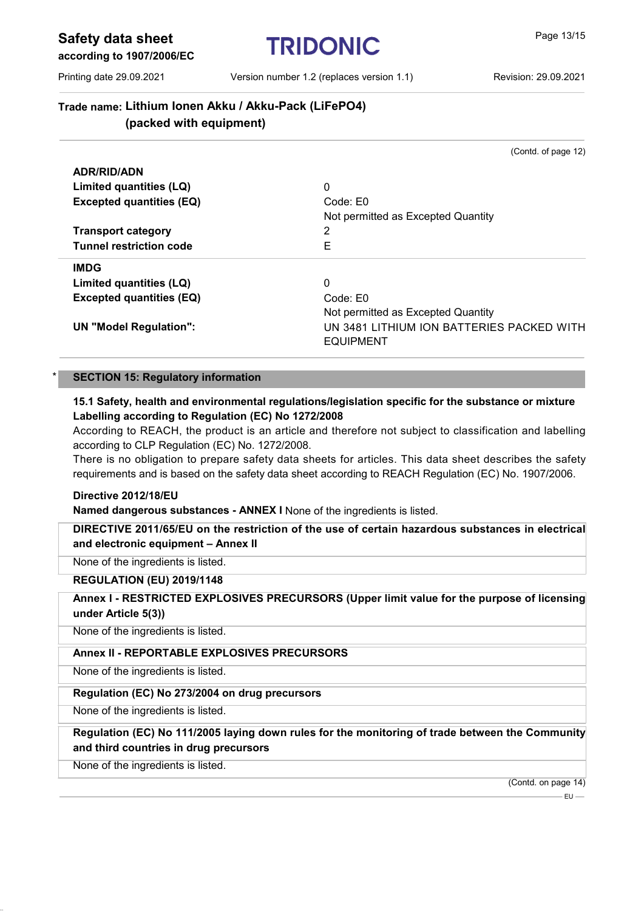**Trade name: Lithium Ionen Akku / Akku-Pack (LiFePO4) (packed with equipment)**

(Contd. of page 12)

| **ADR/RID/ADN** | |
|---|---|
| **Limited quantities (LQ)** | 0 |
| **Excepted quantities (EQ)** | Code: E0<br>Not permitted as Excepted Quantity |
| **Transport category** | 2 |
| **Tunnel restriction code** | E |

| **IMDG** | |
|---|---|
| **Limited quantities (LQ)** | 0 |
| **Excepted quantities (EQ)** | Code: E0<br>Not permitted as Excepted Quantity |
| **UN "Model Regulation":** | UN 3481 LITHIUM ION BATTERIES PACKED WITH EQUIPMENT |

## * SECTION 15: Regulatory information

**15.1 Safety, health and environmental regulations/legislation specific for the substance or mixture**

**Labelling according to Regulation (EC) No 1272/2008**

According to REACH, the product is an article and therefore not subject to classification and labelling according to CLP Regulation (EC) No. 1272/2008.

There is no obligation to prepare safety data sheets for articles. This data sheet describes the safety requirements and is based on the safety data sheet according to REACH Regulation (EC) No. 1907/2006.

**Directive 2012/18/EU**

**Named dangerous substances - ANNEX I** None of the ingredients is listed.

**DIRECTIVE 2011/65/EU on the restriction of the use of certain hazardous substances in electrical and electronic equipment – Annex II**

None of the ingredients is listed.

**REGULATION (EU) 2019/1148**

**Annex I - RESTRICTED EXPLOSIVES PRECURSORS (Upper limit value for the purpose of licensing under Article 5(3))**

None of the ingredients is listed.

**Annex II - REPORTABLE EXPLOSIVES PRECURSORS**

None of the ingredients is listed.

**Regulation (EC) No 273/2004 on drug precursors**

None of the ingredients is listed.

**Regulation (EC) No 111/2005 laying down rules for the monitoring of trade between the Community and third countries in drug precursors**

None of the ingredients is listed.

(Contd. on page 14)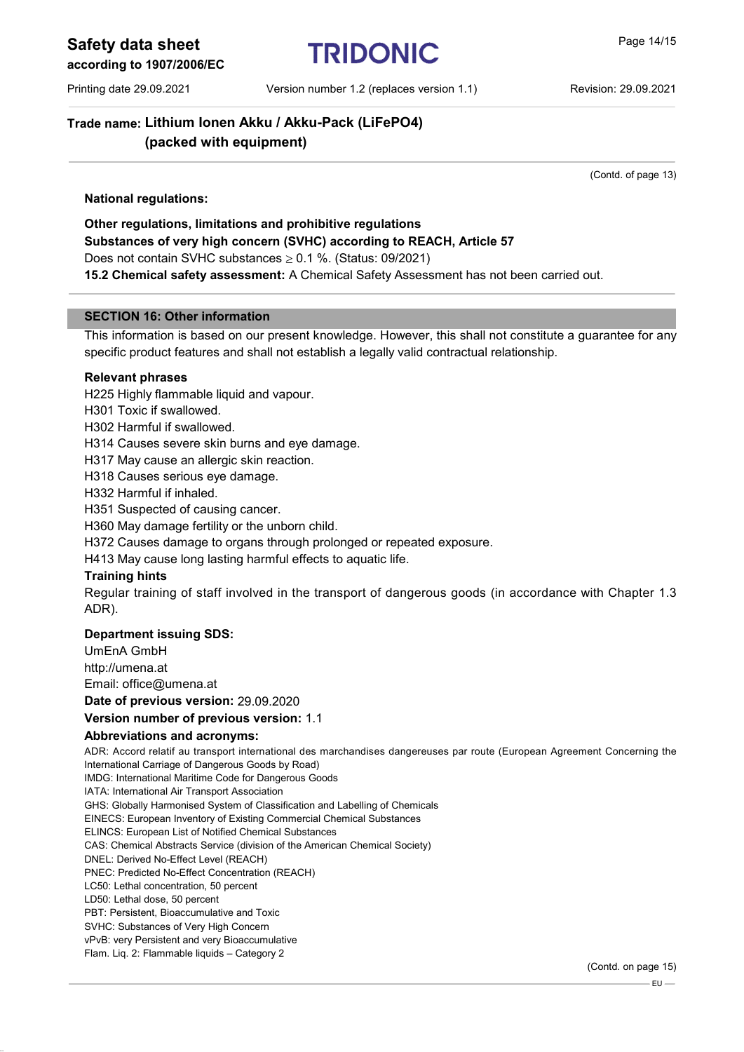**Trade name: Lithium Ionen Akku / Akku-Pack (LiFePO4) (packed with equipment)**

(Contd. of page 13)

**National regulations:**

**Other regulations, limitations and prohibitive regulations**

**Substances of very high concern (SVHC) according to REACH, Article 57**

Does not contain SVHC substances ≥ 0.1 %. (Status: 09/2021)

**15.2 Chemical safety assessment:** A Chemical Safety Assessment has not been carried out.

## SECTION 16: Other information

This information is based on our present knowledge. However, this shall not constitute a guarantee for any specific product features and shall not establish a legally valid contractual relationship.

**Relevant phrases**

H225 Highly flammable liquid and vapour.
H301 Toxic if swallowed.
H302 Harmful if swallowed.
H314 Causes severe skin burns and eye damage.
H317 May cause an allergic skin reaction.
H318 Causes serious eye damage.
H332 Harmful if inhaled.
H351 Suspected of causing cancer.
H360 May damage fertility or the unborn child.
H372 Causes damage to organs through prolonged or repeated exposure.
H413 May cause long lasting harmful effects to aquatic life.

**Training hints**

Regular training of staff involved in the transport of dangerous goods (in accordance with Chapter 1.3 ADR).

**Department issuing SDS:**

UmEnA GmbH
http://umena.at
Email: office@umena.at

**Date of previous version:** 29.09.2020

**Version number of previous version:** 1.1

**Abbreviations and acronyms:**

ADR: Accord relatif au transport international des marchandises dangereuses par route (European Agreement Concerning the International Carriage of Dangerous Goods by Road)
IMDG: International Maritime Code for Dangerous Goods
IATA: International Air Transport Association
GHS: Globally Harmonised System of Classification and Labelling of Chemicals
EINECS: European Inventory of Existing Commercial Chemical Substances
ELINCS: European List of Notified Chemical Substances
CAS: Chemical Abstracts Service (division of the American Chemical Society)
DNEL: Derived No-Effect Level (REACH)
PNEC: Predicted No-Effect Concentration (REACH)
LC50: Lethal concentration, 50 percent
LD50: Lethal dose, 50 percent
PBT: Persistent, Bioaccumulative and Toxic
SVHC: Substances of Very High Concern
vPvB: very Persistent and very Bioaccumulative
Flam. Liq. 2: Flammable liquids – Category 2

(Contd. on page 15)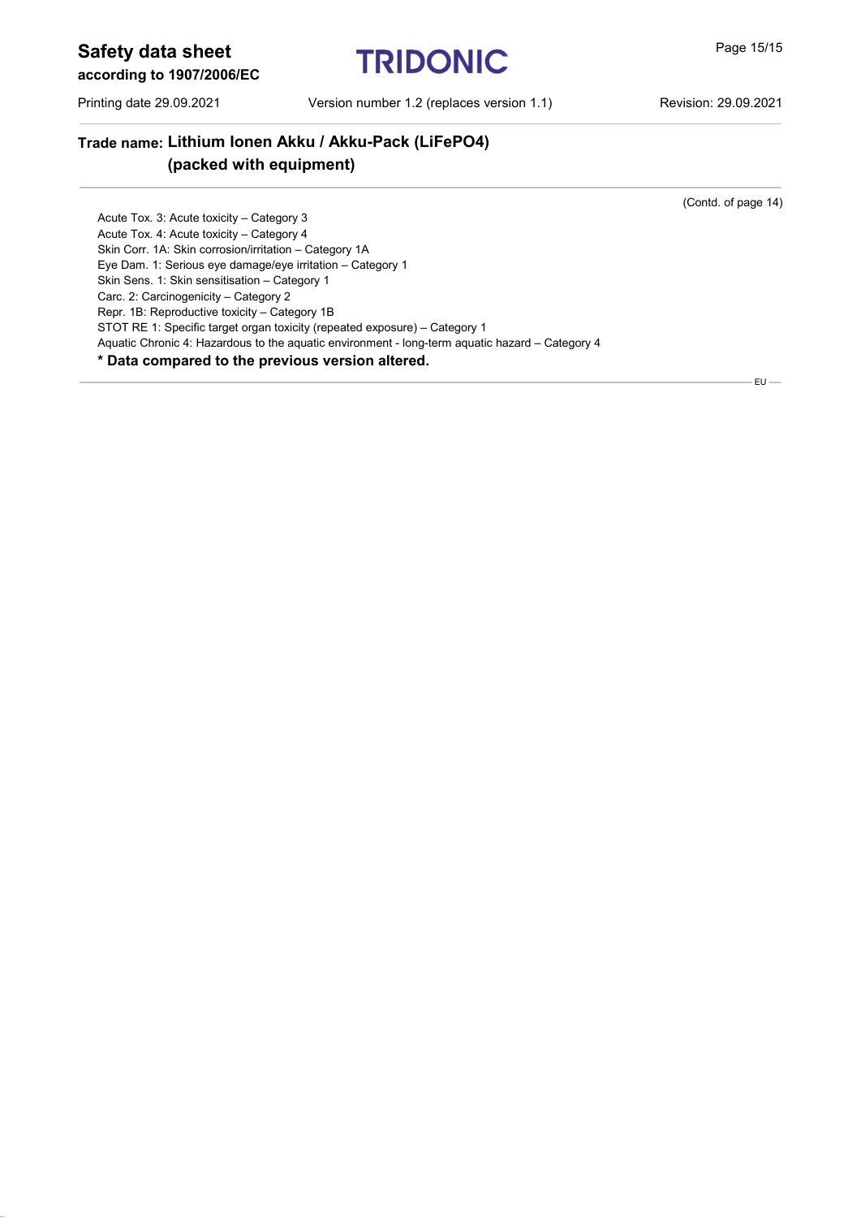**Trade name: Lithium Ionen Akku / Akku-Pack (LiFePO4) (packed with equipment)**

(Contd. of page 14)

Acute Tox. 3: Acute toxicity – Category 3
Acute Tox. 4: Acute toxicity – Category 4
Skin Corr. 1A: Skin corrosion/irritation – Category 1A
Eye Dam. 1: Serious eye damage/eye irritation – Category 1
Skin Sens. 1: Skin sensitisation – Category 1
Carc. 2: Carcinogenicity – Category 2
Repr. 1B: Reproductive toxicity – Category 1B
STOT RE 1: Specific target organ toxicity (repeated exposure) – Category 1
Aquatic Chronic 4: Hazardous to the aquatic environment - long-term aquatic hazard – Category 4

**\* Data compared to the previous version altered.**